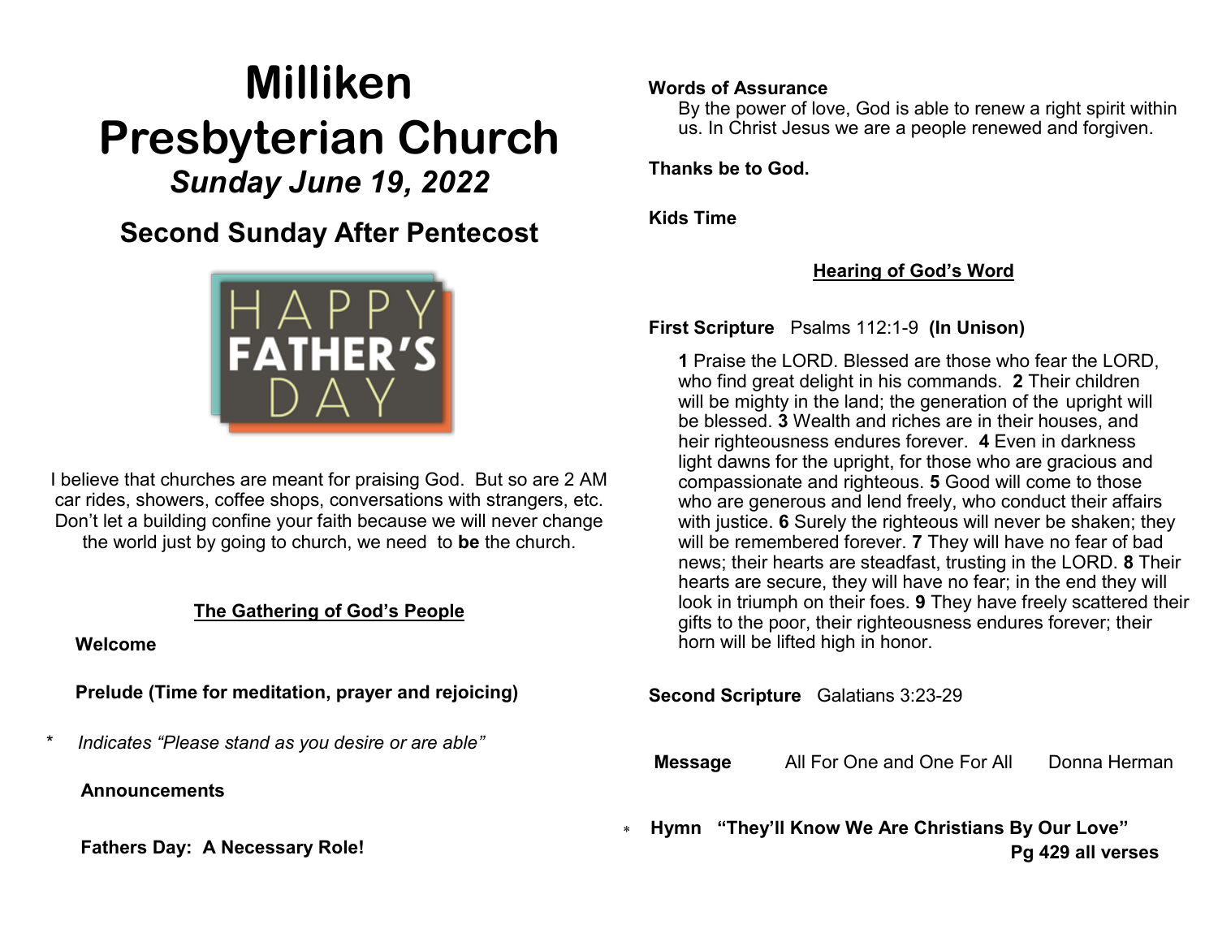# Milliken Presbyterian Church

***Sunday June 19, 2022***

## Second Sunday After Pentecost

HAPPY FATHER'S DAY

I believe that churches are meant for praising God. But so are 2 AM car rides, showers, coffee shops, conversations with strangers, etc. Don't let a building confine your faith because we will never change the world just by going to church, we need to **be** the church.

### The Gathering of God's People

**Welcome**

**Prelude (Time for meditation, prayer and rejoicing)**

* *Indicates "Please stand as you desire or are able"*

**Announcements**

**Fathers Day: A Necessary Role!**

**Words of Assurance**

By the power of love, God is able to renew a right spirit within us. In Christ Jesus we are a people renewed and forgiven.

**Thanks be to God.**

**Kids Time**

### Hearing of God's Word

**First Scripture** Psalms 112:1-9 **(In Unison)**

**1** Praise the LORD. Blessed are those who fear the LORD, who find great delight in his commands. **2** Their children will be mighty in the land; the generation of the upright will be blessed. **3** Wealth and riches are in their houses, and heir righteousness endures forever. **4** Even in darkness light dawns for the upright, for those who are gracious and compassionate and righteous. **5** Good will come to those who are generous and lend freely, who conduct their affairs with justice. **6** Surely the righteous will never be shaken; they will be remembered forever. **7** They will have no fear of bad news; their hearts are steadfast, trusting in the LORD. **8** Their hearts are secure, they will have no fear; in the end they will look in triumph on their foes. **9** They have freely scattered their gifts to the poor, their righteousness endures forever; their horn will be lifted high in honor.

**Second Scripture** Galatians 3:23-29

**Message** All For One and One For All Donna Herman

\* **Hymn "They'll Know We Are Christians By Our Love"** **Pg 429 all verses**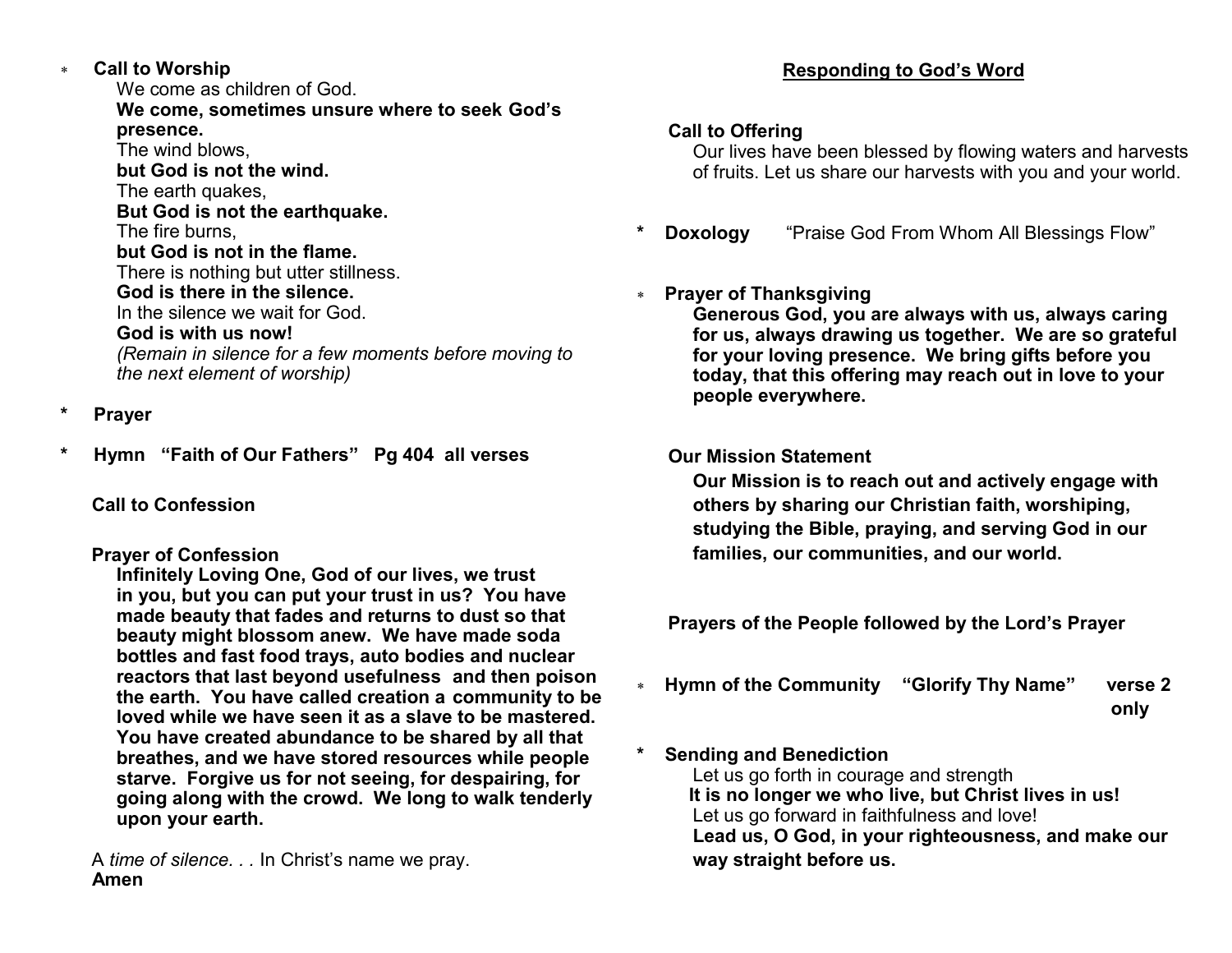\* **Call to Worship**

We come as children of God.
**We come, sometimes unsure where to seek God's presence.**
The wind blows,
**but God is not the wind.**
The earth quakes,
**But God is not the earthquake.**
The fire burns,
**but God is not in the flame.**
There is nothing but utter stillness.
**God is there in the silence.**
In the silence we wait for God.
**God is with us now!**
*(Remain in silence for a few moments before moving to the next element of worship)*

\* **Prayer**

\* **Hymn "Faith of Our Fathers" Pg 404 all verses**

**Call to Confession**

**Prayer of Confession**

**Infinitely Loving One, God of our lives, we trust in you, but you can put your trust in us? You have made beauty that fades and returns to dust so that beauty might blossom anew. We have made soda bottles and fast food trays, auto bodies and nuclear reactors that last beyond usefulness and then poison the earth. You have called creation a community to be loved while we have seen it as a slave to be mastered. You have created abundance to be shared by all that breathes, and we have stored resources while people starve. Forgive us for not seeing, for despairing, for going along with the crowd. We long to walk tenderly upon your earth.**

A *time of silence. . .* In Christ's name we pray.
**Amen**

## Responding to God's Word

**Call to Offering**

Our lives have been blessed by flowing waters and harvests of fruits. Let us share our harvests with you and your world.

\* **Doxology** "Praise God From Whom All Blessings Flow"

\* **Prayer of Thanksgiving**

**Generous God, you are always with us, always caring for us, always drawing us together. We are so grateful for your loving presence. We bring gifts before you today, that this offering may reach out in love to your people everywhere.**

**Our Mission Statement**

**Our Mission is to reach out and actively engage with others by sharing our Christian faith, worshiping, studying the Bible, praying, and serving God in our families, our communities, and our world.**

**Prayers of the People followed by the Lord's Prayer**

\* **Hymn of the Community "Glorify Thy Name" verse 2 only**

\* **Sending and Benediction**

Let us go forth in courage and strength
**It is no longer we who live, but Christ lives in us!**
Let us go forward in faithfulness and love!
**Lead us, O God, in your righteousness, and make our way straight before us.**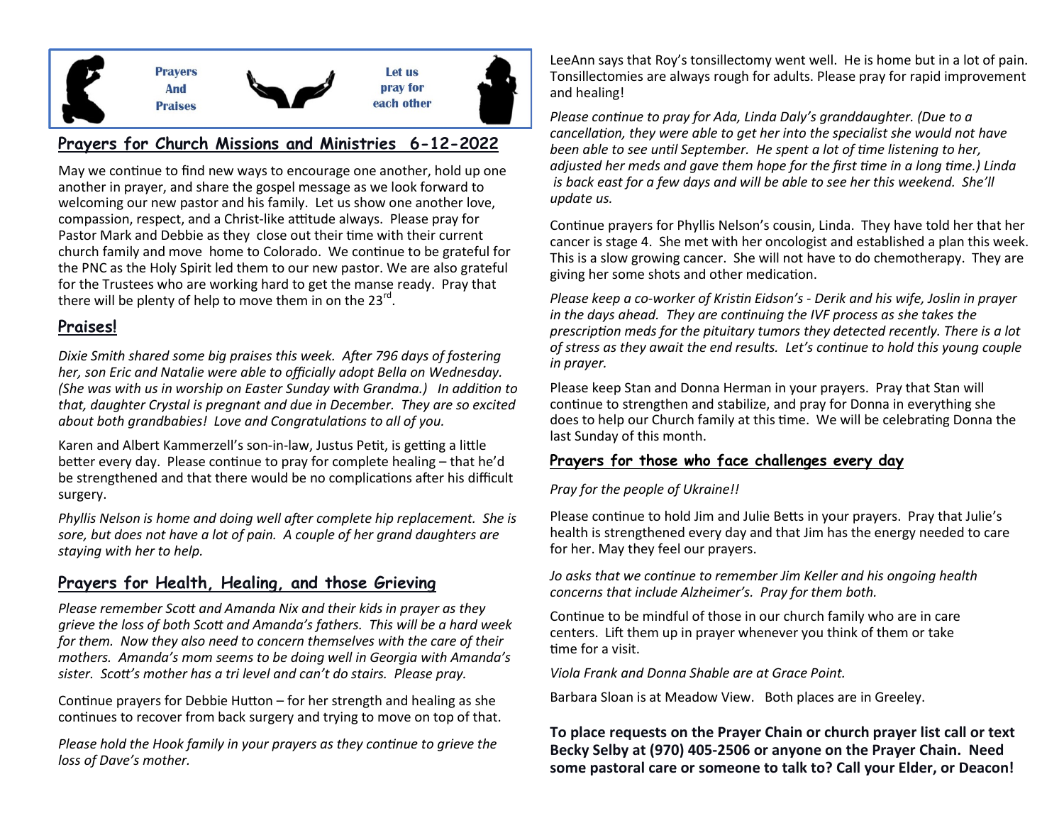Prayers And Praises — Let us pray for each other

## Prayers for Church Missions and Ministries 6-12-2022

May we continue to find new ways to encourage one another, hold up one another in prayer, and share the gospel message as we look forward to welcoming our new pastor and his family. Let us show one another love, compassion, respect, and a Christ-like attitude always. Please pray for Pastor Mark and Debbie as they close out their time with their current church family and move home to Colorado. We continue to be grateful for the PNC as the Holy Spirit led them to our new pastor. We are also grateful for the Trustees who are working hard to get the manse ready. Pray that there will be plenty of help to move them in on the 23rd.

## Praises!

*Dixie Smith shared some big praises this week. After 796 days of fostering her, son Eric and Natalie were able to officially adopt Bella on Wednesday. (She was with us in worship on Easter Sunday with Grandma.) In addition to that, daughter Crystal is pregnant and due in December. They are so excited about both grandbabies! Love and Congratulations to all of you.*

Karen and Albert Kammerzell's son-in-law, Justus Petit, is getting a little better every day. Please continue to pray for complete healing – that he'd be strengthened and that there would be no complications after his difficult surgery.

*Phyllis Nelson is home and doing well after complete hip replacement. She is sore, but does not have a lot of pain. A couple of her grand daughters are staying with her to help.*

## Prayers for Health, Healing, and those Grieving

*Please remember Scott and Amanda Nix and their kids in prayer as they grieve the loss of both Scott and Amanda's fathers. This will be a hard week for them. Now they also need to concern themselves with the care of their mothers. Amanda's mom seems to be doing well in Georgia with Amanda's sister. Scott's mother has a tri level and can't do stairs. Please pray.*

Continue prayers for Debbie Hutton – for her strength and healing as she continues to recover from back surgery and trying to move on top of that.

*Please hold the Hook family in your prayers as they continue to grieve the loss of Dave's mother.*

LeeAnn says that Roy's tonsillectomy went well. He is home but in a lot of pain. Tonsillectomies are always rough for adults. Please pray for rapid improvement and healing!

*Please continue to pray for Ada, Linda Daly's granddaughter. (Due to a cancellation, they were able to get her into the specialist she would not have been able to see until September. He spent a lot of time listening to her, adjusted her meds and gave them hope for the first time in a long time.) Linda is back east for a few days and will be able to see her this weekend. She'll update us.*

Continue prayers for Phyllis Nelson's cousin, Linda. They have told her that her cancer is stage 4. She met with her oncologist and established a plan this week. This is a slow growing cancer. She will not have to do chemotherapy. They are giving her some shots and other medication.

*Please keep a co-worker of Kristin Eidson's - Derik and his wife, Joslin in prayer in the days ahead. They are continuing the IVF process as she takes the prescription meds for the pituitary tumors they detected recently. There is a lot of stress as they await the end results. Let's continue to hold this young couple in prayer.*

Please keep Stan and Donna Herman in your prayers. Pray that Stan will continue to strengthen and stabilize, and pray for Donna in everything she does to help our Church family at this time. We will be celebrating Donna the last Sunday of this month.

## Prayers for those who face challenges every day

*Pray for the people of Ukraine!!*

Please continue to hold Jim and Julie Betts in your prayers. Pray that Julie's health is strengthened every day and that Jim has the energy needed to care for her. May they feel our prayers.

*Jo asks that we continue to remember Jim Keller and his ongoing health concerns that include Alzheimer's. Pray for them both.*

Continue to be mindful of those in our church family who are in care centers. Lift them up in prayer whenever you think of them or take time for a visit.

*Viola Frank and Donna Shable are at Grace Point.*

Barbara Sloan is at Meadow View. Both places are in Greeley.

**To place requests on the Prayer Chain or church prayer list call or text Becky Selby at (970) 405-2506 or anyone on the Prayer Chain. Need some pastoral care or someone to talk to? Call your Elder, or Deacon!**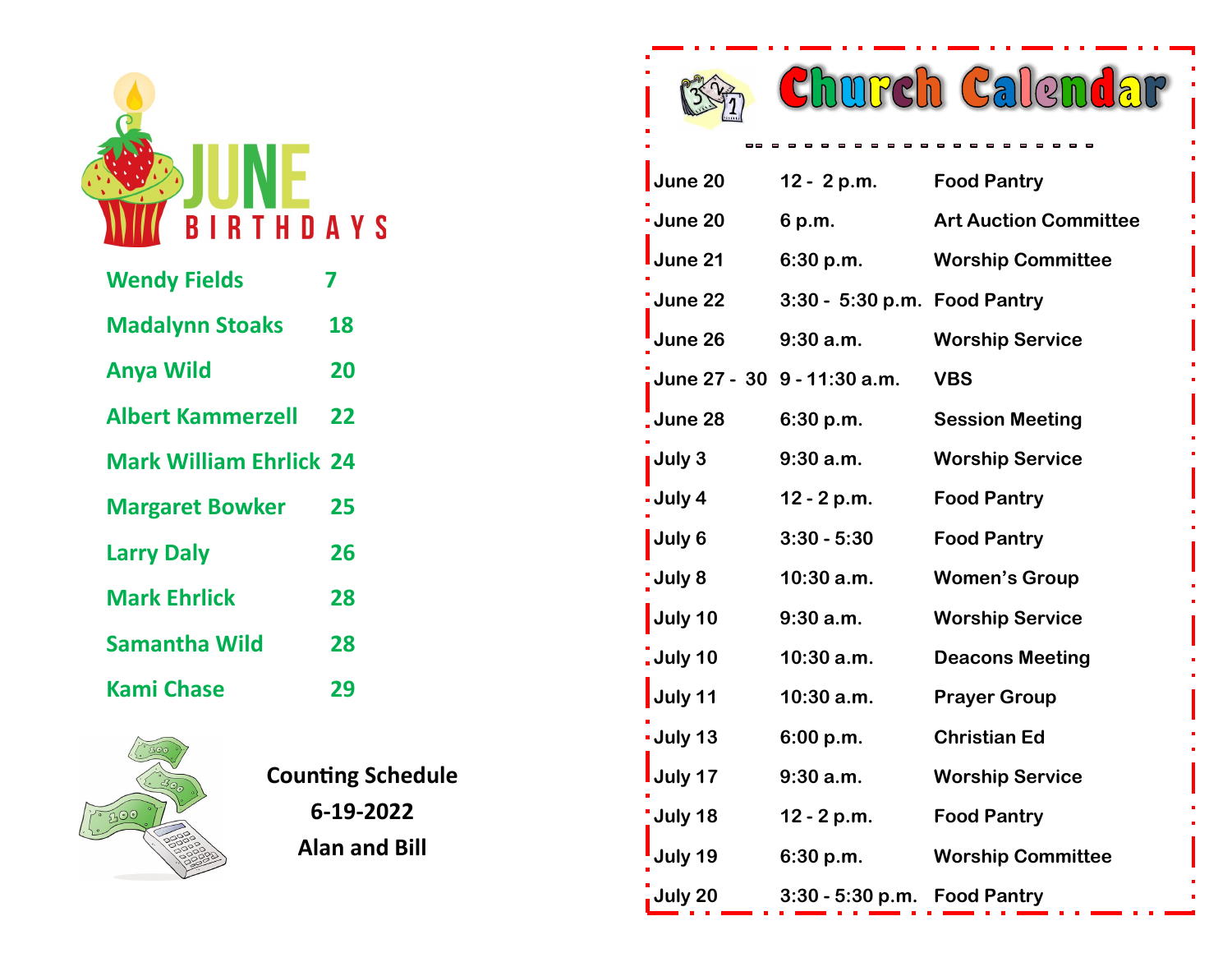# JUNE BIRTHDAYS

| Name | Day |
|---|---|
| Wendy Fields | 7 |
| Madalynn Stoaks | 18 |
| Anya Wild | 20 |
| Albert Kammerzell | 22 |
| Mark William Ehrlick | 24 |
| Margaret Bowker | 25 |
| Larry Daly | 26 |
| Mark Ehrlick | 28 |
| Samantha Wild | 28 |
| Kami Chase | 29 |

**Counting Schedule**
**6-19-2022**
**Alan and Bill**

# Church Calendar

| Date | Time | Event |
|---|---|---|
| June 20 | 12 - 2 p.m. | Food Pantry |
| June 20 | 6 p.m. | Art Auction Committee |
| June 21 | 6:30 p.m. | Worship Committee |
| June 22 | 3:30 - 5:30 p.m. | Food Pantry |
| June 26 | 9:30 a.m. | Worship Service |
| June 27 - 30 | 9 - 11:30 a.m. | VBS |
| June 28 | 6:30 p.m. | Session Meeting |
| July 3 | 9:30 a.m. | Worship Service |
| July 4 | 12 - 2 p.m. | Food Pantry |
| July 6 | 3:30 - 5:30 | Food Pantry |
| July 8 | 10:30 a.m. | Women's Group |
| July 10 | 9:30 a.m. | Worship Service |
| July 10 | 10:30 a.m. | Deacons Meeting |
| July 11 | 10:30 a.m. | Prayer Group |
| July 13 | 6:00 p.m. | Christian Ed |
| July 17 | 9:30 a.m. | Worship Service |
| July 18 | 12 - 2 p.m. | Food Pantry |
| July 19 | 6:30 p.m. | Worship Committee |
| July 20 | 3:30 - 5:30 p.m. | Food Pantry |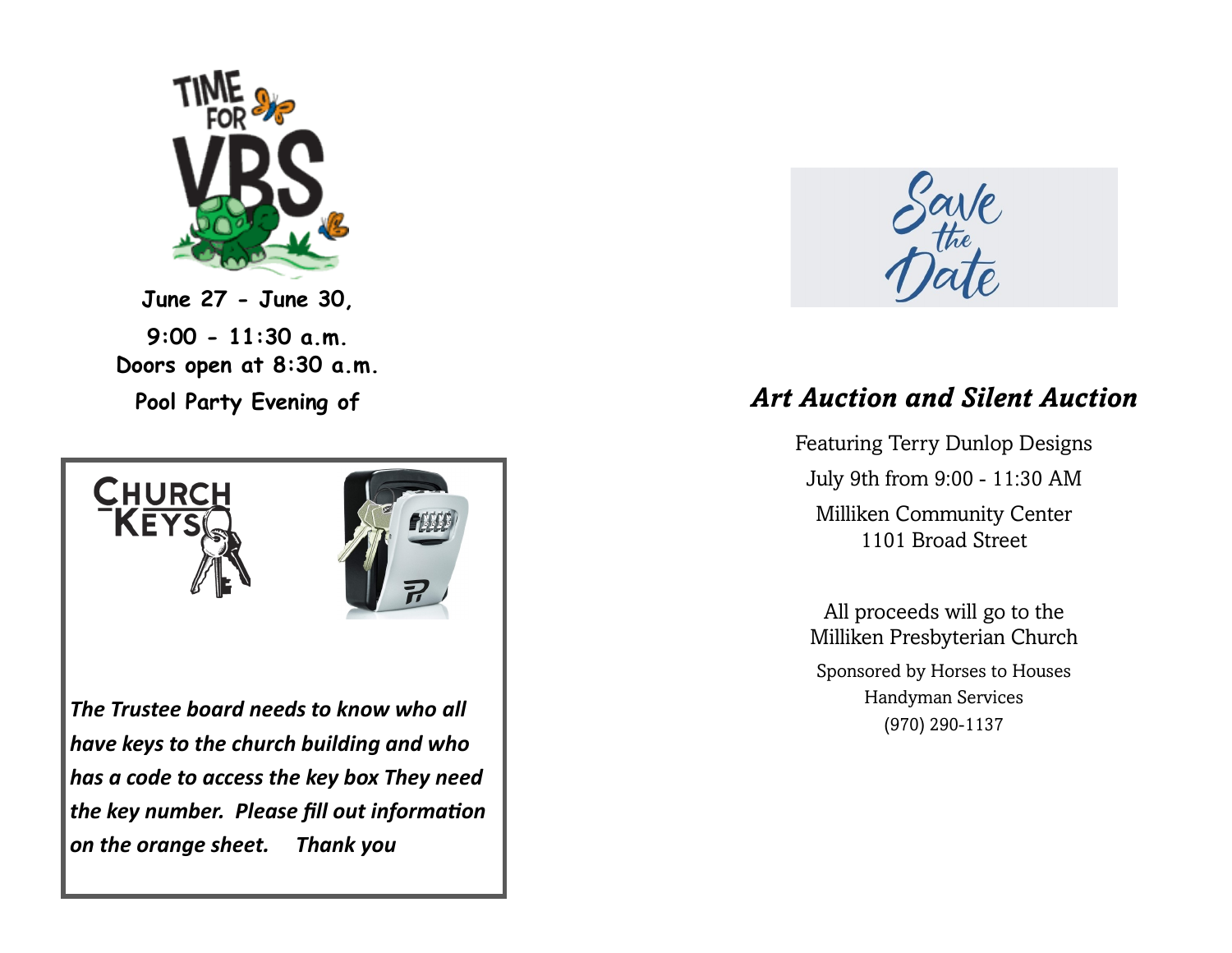# TIME FOR VBS

**June 27 - June 30,**

**9:00 - 11:30 a.m.**

**Doors open at 8:30 a.m.**

**Pool Party Evening of**

## CHURCH KEYS

***The Trustee board needs to know who all have keys to the church building and who has a code to access the key box They need the key number. Please fill out information on the orange sheet. Thank you***

# Save the Date

## *Art Auction and Silent Auction*

Featuring Terry Dunlop Designs

July 9th from 9:00 - 11:30 AM

Milliken Community Center
1101 Broad Street

All proceeds will go to the
Milliken Presbyterian Church

Sponsored by Horses to Houses
Handyman Services
(970) 290-1137